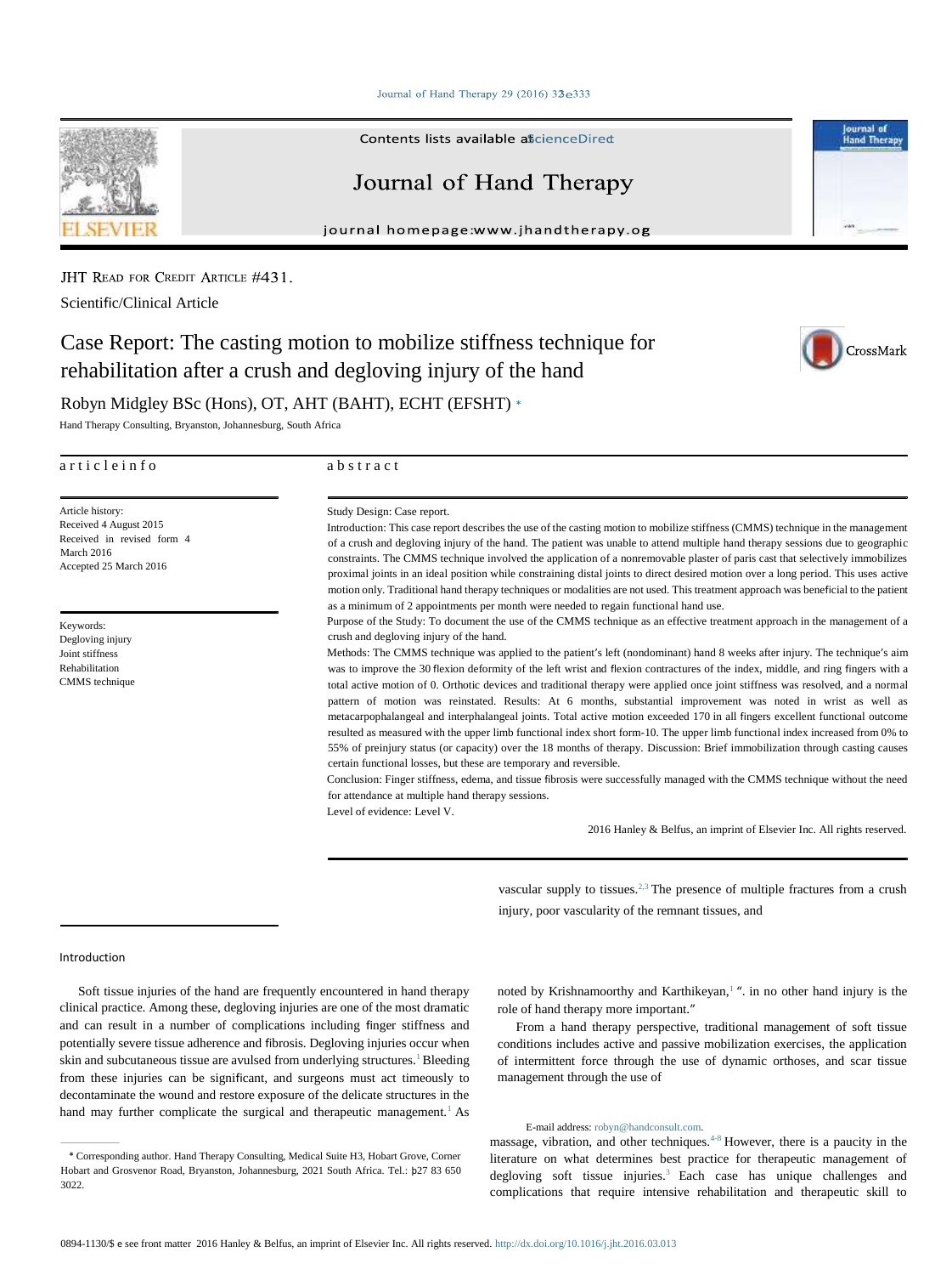Contents lists available at ScienceDirect

Journal of Hand Therapy

journal homepage: www.jhandtherapy.org

JHT Read for Credit Article #431.

Scientific/Clinical Article

# Case Report: The casting motion to mobilize stiffness technique for rehabilitation after a crush and degloving injury of the hand

Robyn Midgley BSc (Hons), OT, AHT (BAHT), ECHT (EFSHT) *

Hand Therapy Consulting, Bryanston, Johannesburg, South Africa

**article info**

Article history:
Received 4 August 2015
Received in revised form 4 March 2016
Accepted 25 March 2016

Keywords:
Degloving injury
Joint stiffness
Rehabilitation
CMMS technique

**abstract**

Study Design: Case report.

Introduction: This case report describes the use of the casting motion to mobilize stiffness (CMMS) technique in the management of a crush and degloving injury of the hand. The patient was unable to attend multiple hand therapy sessions due to geographic constraints. The CMMS technique involved the application of a nonremovable plaster of paris cast that selectively immobilizes proximal joints in an ideal position while constraining distal joints to direct desired motion over a long period. This uses active motion only. Traditional hand therapy techniques or modalities are not used. This treatment approach was beneficial to the patient as a minimum of 2 appointments per month were needed to regain functional hand use.

Purpose of the Study: To document the use of the CMMS technique as an effective treatment approach in the management of a crush and degloving injury of the hand.

Methods: The CMMS technique was applied to the patient's left (nondominant) hand 8 weeks after injury. The technique's aim was to improve the 30 flexion deformity of the left wrist and flexion contractures of the index, middle, and ring fingers with a total active motion of 0. Orthotic devices and traditional therapy were applied once joint stiffness was resolved, and a normal pattern of motion was reinstated. Results: At 6 months, substantial improvement was noted in wrist as well as metacarpophalangeal and interphalangeal joints. Total active motion exceeded 170 in all fingers excellent functional outcome resulted as measured with the upper limb functional index short form-10. The upper limb functional index increased from 0% to 55% of preinjury status (or capacity) over the 18 months of therapy. Discussion: Brief immobilization through casting causes certain functional losses, but these are temporary and reversible.

Conclusion: Finger stiffness, edema, and tissue fibrosis were successfully managed with the CMMS technique without the need for attendance at multiple hand therapy sessions.

Level of evidence: Level V.

2016 Hanley & Belfus, an imprint of Elsevier Inc. All rights reserved.

## Introduction

Soft tissue injuries of the hand are frequently encountered in hand therapy clinical practice. Among these, degloving injuries are one of the most dramatic and can result in a number of complications including finger stiffness and potentially severe tissue adherence and fibrosis. Degloving injuries occur when skin and subcutaneous tissue are avulsed from underlying structures.[1] Bleeding from these injuries can be significant, and surgeons must act timeously to decontaminate the wound and restore exposure of the delicate structures in the hand may further complicate the surgical and therapeutic management.[1] As noted by Krishnamoorthy and Karthikeyan,[1] ". in no other hand injury is the role of hand therapy more important."

From a hand therapy perspective, traditional management of soft tissue conditions includes active and passive mobilization exercises, the application of intermittent force through the use of dynamic orthoses, and scar tissue management through the use of massage, vibration, and other techniques.[4-8] However, there is a paucity in the literature on what determines best practice for therapeutic management of degloving soft tissue injuries.[3] Each case has unique challenges and complications that require intensive rehabilitation and therapeutic skill to

vascular supply to tissues.[2,3] The presence of multiple fractures from a crush injury, poor vascularity of the remnant tissues, and

* Corresponding author. Hand Therapy Consulting, Medical Suite H3, Hobart Grove, Corner Hobart and Grosvenor Road, Bryanston, Johannesburg, 2021 South Africa. Tel.: þ27 83 650 3022.

E-mail address: robyn@handconsult.com.

0894-1130/$ e see front matter 2016 Hanley & Belfus, an imprint of Elsevier Inc. All rights reserved. http://dx.doi.org/10.1016/j.jht.2016.03.013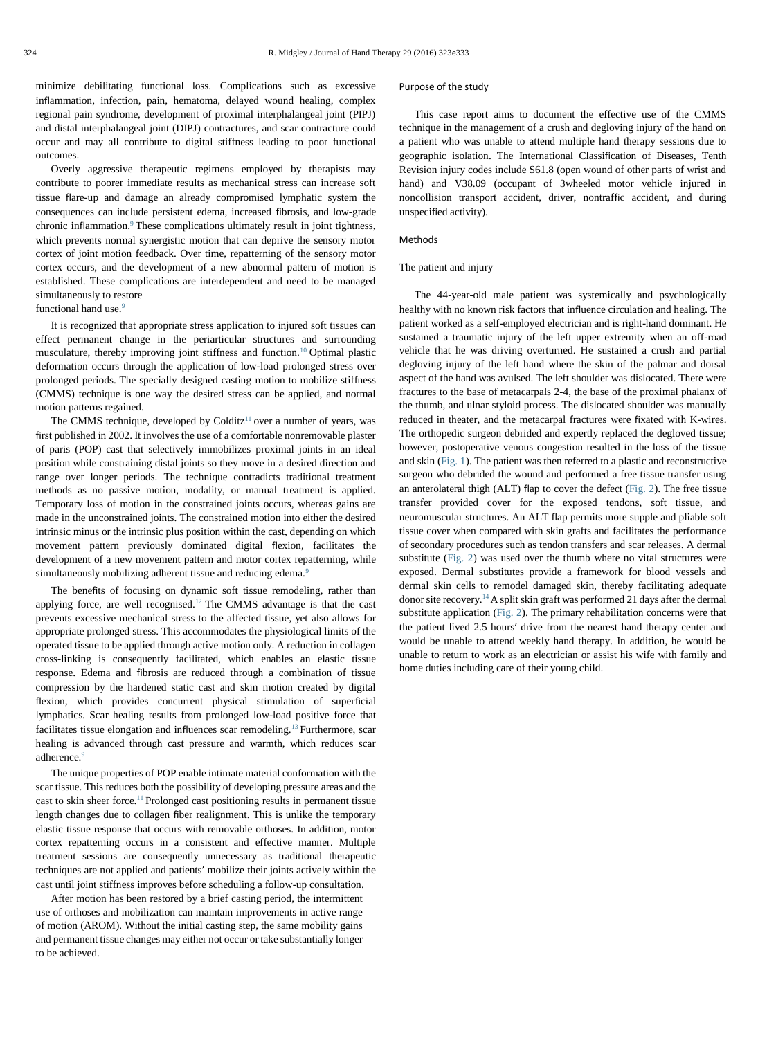minimize debilitating functional loss. Complications such as excessive inflammation, infection, pain, hematoma, delayed wound healing, complex regional pain syndrome, development of proximal interphalangeal joint (PIPJ) and distal interphalangeal joint (DIPJ) contractures, and scar contracture could occur and may all contribute to digital stiffness leading to poor functional outcomes.

Overly aggressive therapeutic regimens employed by therapists may contribute to poorer immediate results as mechanical stress can increase soft tissue flare-up and damage an already compromised lymphatic system the consequences can include persistent edema, increased fibrosis, and low-grade chronic inflammation.[9] These complications ultimately result in joint tightness, which prevents normal synergistic motion that can deprive the sensory motor cortex of joint motion feedback. Over time, repatterning of the sensory motor cortex occurs, and the development of a new abnormal pattern of motion is established. These complications are interdependent and need to be managed simultaneously to restore functional hand use.[9]

It is recognized that appropriate stress application to injured soft tissues can effect permanent change in the periarticular structures and surrounding musculature, thereby improving joint stiffness and function.[10] Optimal plastic deformation occurs through the application of low-load prolonged stress over prolonged periods. The specially designed casting motion to mobilize stiffness (CMMS) technique is one way the desired stress can be applied, and normal motion patterns regained.

The CMMS technique, developed by Colditz[11] over a number of years, was first published in 2002. It involves the use of a comfortable nonremovable plaster of paris (POP) cast that selectively immobilizes proximal joints in an ideal position while constraining distal joints so they move in a desired direction and range over longer periods. The technique contradicts traditional treatment methods as no passive motion, modality, or manual treatment is applied. Temporary loss of motion in the constrained joints occurs, whereas gains are made in the unconstrained joints. The constrained motion into either the desired intrinsic minus or the intrinsic plus position within the cast, depending on which movement pattern previously dominated digital flexion, facilitates the development of a new movement pattern and motor cortex repatterning, while simultaneously mobilizing adherent tissue and reducing edema.[9]

The benefits of focusing on dynamic soft tissue remodeling, rather than applying force, are well recognised.[12] The CMMS advantage is that the cast prevents excessive mechanical stress to the affected tissue, yet also allows for appropriate prolonged stress. This accommodates the physiological limits of the operated tissue to be applied through active motion only. A reduction in collagen cross-linking is consequently facilitated, which enables an elastic tissue response. Edema and fibrosis are reduced through a combination of tissue compression by the hardened static cast and skin motion created by digital flexion, which provides concurrent physical stimulation of superficial lymphatics. Scar healing results from prolonged low-load positive force that facilitates tissue elongation and influences scar remodeling.[13] Furthermore, scar healing is advanced through cast pressure and warmth, which reduces scar adherence.[9]

The unique properties of POP enable intimate material conformation with the scar tissue. This reduces both the possibility of developing pressure areas and the cast to skin sheer force.[11] Prolonged cast positioning results in permanent tissue length changes due to collagen fiber realignment. This is unlike the temporary elastic tissue response that occurs with removable orthoses. In addition, motor cortex repatterning occurs in a consistent and effective manner. Multiple treatment sessions are consequently unnecessary as traditional therapeutic techniques are not applied and patients' mobilize their joints actively within the cast until joint stiffness improves before scheduling a follow-up consultation.

After motion has been restored by a brief casting period, the intermittent use of orthoses and mobilization can maintain improvements in active range of motion (AROM). Without the initial casting step, the same mobility gains and permanent tissue changes may either not occur or take substantially longer to be achieved.

## Purpose of the study

This case report aims to document the effective use of the CMMS technique in the management of a crush and degloving injury of the hand on a patient who was unable to attend multiple hand therapy sessions due to geographic isolation. The International Classification of Diseases, Tenth Revision injury codes include S61.8 (open wound of other parts of wrist and hand) and V38.09 (occupant of 3wheeled motor vehicle injured in noncollision transport accident, driver, nontraffic accident, and during unspecified activity).

## Methods

### The patient and injury

The 44-year-old male patient was systemically and psychologically healthy with no known risk factors that influence circulation and healing. The patient worked as a self-employed electrician and is right-hand dominant. He sustained a traumatic injury of the left upper extremity when an off-road vehicle that he was driving overturned. He sustained a crush and partial degloving injury of the left hand where the skin of the palmar and dorsal aspect of the hand was avulsed. The left shoulder was dislocated. There were fractures to the base of metacarpals 2-4, the base of the proximal phalanx of the thumb, and ulnar styloid process. The dislocated shoulder was manually reduced in theater, and the metacarpal fractures were fixated with K-wires. The orthopedic surgeon debrided and expertly replaced the degloved tissue; however, postoperative venous congestion resulted in the loss of the tissue and skin (Fig. 1). The patient was then referred to a plastic and reconstructive surgeon who debrided the wound and performed a free tissue transfer using an anterolateral thigh (ALT) flap to cover the defect (Fig. 2). The free tissue transfer provided cover for the exposed tendons, soft tissue, and neuromuscular structures. An ALT flap permits more supple and pliable soft tissue cover when compared with skin grafts and facilitates the performance of secondary procedures such as tendon transfers and scar releases. A dermal substitute (Fig. 2) was used over the thumb where no vital structures were exposed. Dermal substitutes provide a framework for blood vessels and dermal skin cells to remodel damaged skin, thereby facilitating adequate donor site recovery.[14] A split skin graft was performed 21 days after the dermal substitute application (Fig. 2). The primary rehabilitation concerns were that the patient lived 2.5 hours' drive from the nearest hand therapy center and would be unable to attend weekly hand therapy. In addition, he would be unable to return to work as an electrician or assist his wife with family and home duties including care of their young child.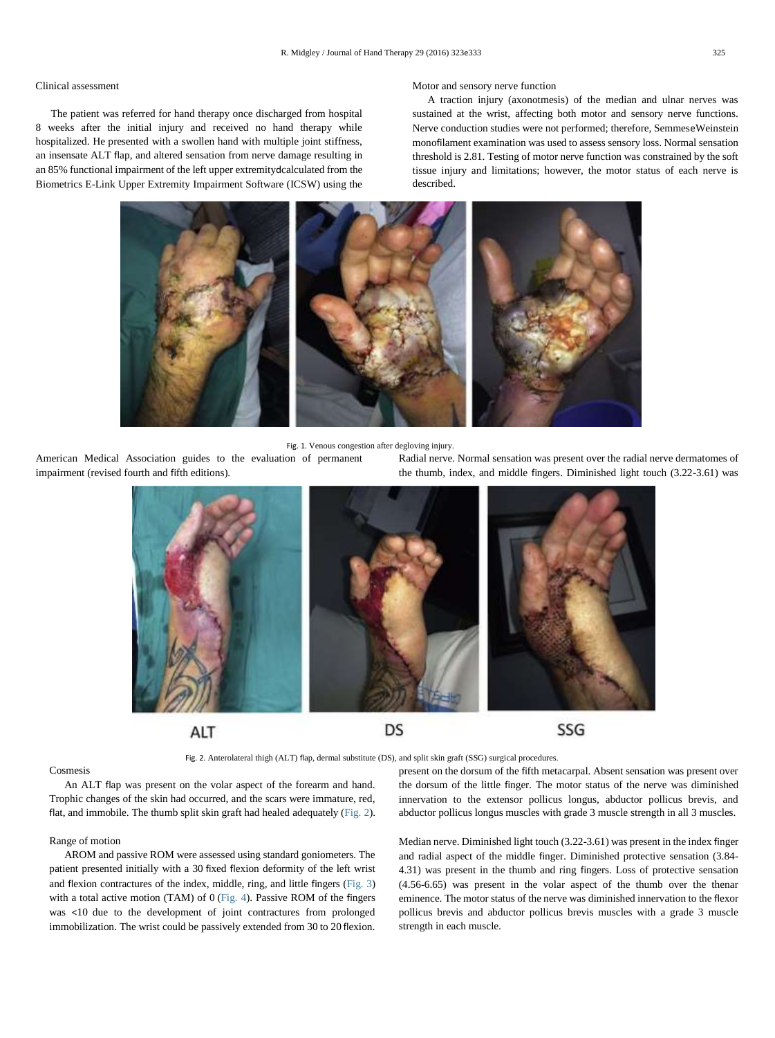### Clinical assessment

The patient was referred for hand therapy once discharged from hospital 8 weeks after the initial injury and received no hand therapy while hospitalized. He presented with a swollen hand with multiple joint stiffness, an insensate ALT flap, and altered sensation from nerve damage resulting in an 85% functional impairment of the left upper extremitydcalculated from the Biometrics E-Link Upper Extremity Impairment Software (ICSW) using the American Medical Association guides to the evaluation of permanent impairment (revised fourth and fifth editions).

Fig. 1. Venous congestion after degloving injury.

ALT

DS

SSG

Fig. 2. Anterolateral thigh (ALT) flap, dermal substitute (DS), and split skin graft (SSG) surgical procedures.

#### Cosmesis

An ALT flap was present on the volar aspect of the forearm and hand. Trophic changes of the skin had occurred, and the scars were immature, red, flat, and immobile. The thumb split skin graft had healed adequately (Fig. 2).

#### Range of motion

AROM and passive ROM were assessed using standard goniometers. The patient presented initially with a 30 fixed flexion deformity of the left wrist and flexion contractures of the index, middle, ring, and little fingers (Fig. 3) with a total active motion (TAM) of 0 (Fig. 4). Passive ROM of the fingers was <10 due to the development of joint contractures from prolonged immobilization. The wrist could be passively extended from 30 to 20 flexion.

#### Motor and sensory nerve function

A traction injury (axonotmesis) of the median and ulnar nerves was sustained at the wrist, affecting both motor and sensory nerve functions. Nerve conduction studies were not performed; therefore, SemmeseWeinstein monofilament examination was used to assess sensory loss. Normal sensation threshold is 2.81. Testing of motor nerve function was constrained by the soft tissue injury and limitations; however, the motor status of each nerve is described.

Radial nerve. Normal sensation was present over the radial nerve dermatomes of the thumb, index, and middle fingers. Diminished light touch (3.22-3.61) was present on the dorsum of the fifth metacarpal. Absent sensation was present over the dorsum of the little finger. The motor status of the nerve was diminished innervation to the extensor pollicus longus, abductor pollicus brevis, and abductor pollicus longus muscles with grade 3 muscle strength in all 3 muscles.

Median nerve. Diminished light touch (3.22-3.61) was present in the index finger and radial aspect of the middle finger. Diminished protective sensation (3.84-4.31) was present in the thumb and ring fingers. Loss of protective sensation (4.56-6.65) was present in the volar aspect of the thumb over the thenar eminence. The motor status of the nerve was diminished innervation to the flexor pollicus brevis and abductor pollicus brevis muscles with a grade 3 muscle strength in each muscle.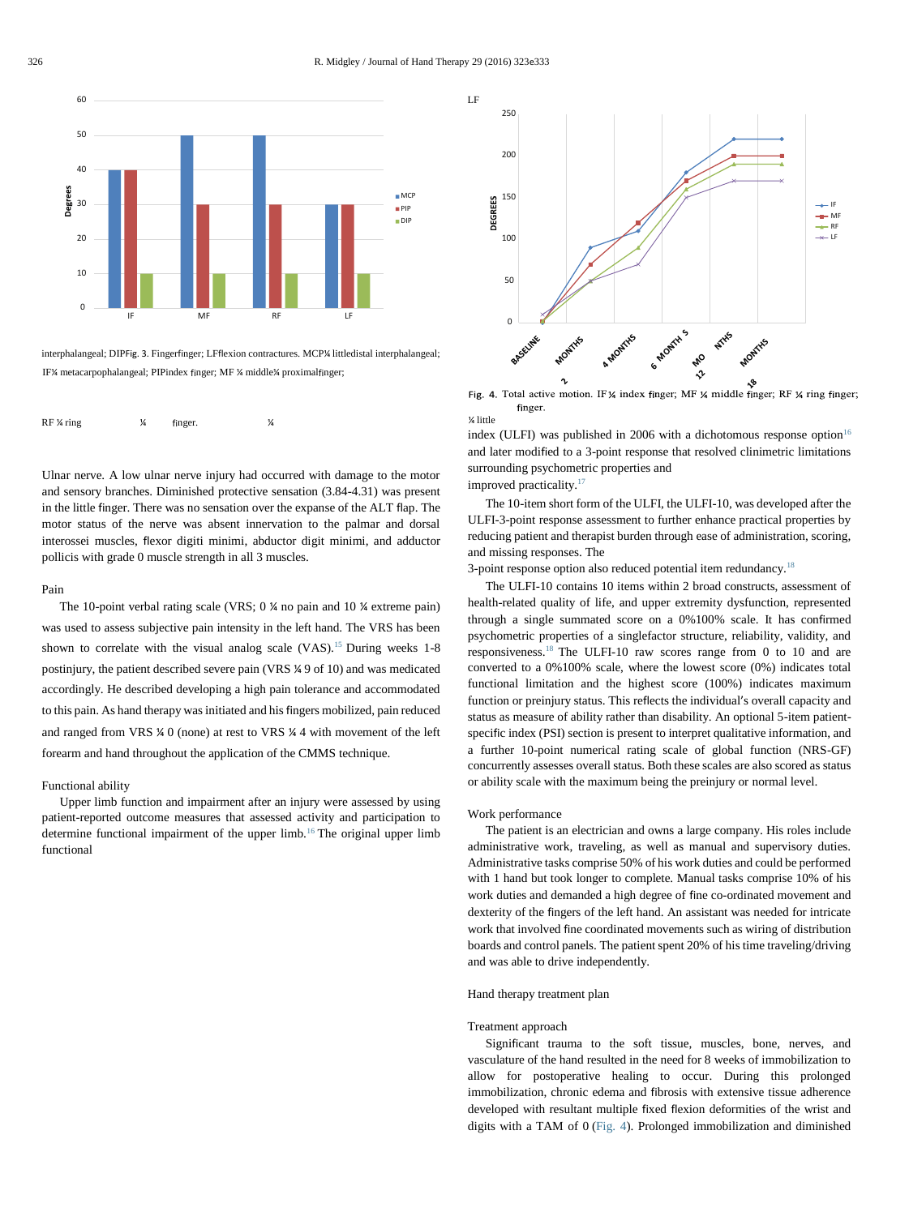60
50
40
30
20
10
0
Degrees
IF
MF
RF
LF
MCP
PIP
DIP

interphalangeal; DIPFig. 3. Fingerfinger; LFflexion contractures. MCP¼ littledistal interphalangeal; IF¼ metacarpophalangeal; PIPindex finger; MF ¼ middle¼ proximalfinger;

RF ¼ ring ¼ finger. ¼

Ulnar nerve. A low ulnar nerve injury had occurred with damage to the motor and sensory branches. Diminished protective sensation (3.84-4.31) was present in the little finger. There was no sensation over the expanse of the ALT flap. The motor status of the nerve was absent innervation to the palmar and dorsal interossei muscles, flexor digiti minimi, abductor digit minimi, and adductor pollicis with grade 0 muscle strength in all 3 muscles.

Pain

The 10-point verbal rating scale (VRS; 0 ¼ no pain and 10 ¼ extreme pain) was used to assess subjective pain intensity in the left hand. The VRS has been shown to correlate with the visual analog scale (VAS).[15] During weeks 1-8 postinjury, the patient described severe pain (VRS ¼ 9 of 10) and was medicated accordingly. He described developing a high pain tolerance and accommodated to this pain. As hand therapy was initiated and his fingers mobilized, pain reduced and ranged from VRS ¼ 0 (none) at rest to VRS ¼ 4 with movement of the left forearm and hand throughout the application of the CMMS technique.

Functional ability

Upper limb function and impairment after an injury were assessed by using patient-reported outcome measures that assessed activity and participation to determine functional impairment of the upper limb.[16] The original upper limb functional

LF
250
200
150
100
50
0
DEGREES
BASELINE
2 MONTHS
4 MONTHS
6 MONTH S
12 MO NTHS
18 MONTHS
IF
MF
RF
LF

Fig. 4. Total active motion. IF ¼ index finger; MF ¼ middle finger; RF ¼ ring finger; finger.

¼ little

index (ULFI) was published in 2006 with a dichotomous response option[16] and later modified to a 3-point response that resolved clinimetric limitations surrounding psychometric properties and improved practicality.[17]

The 10-item short form of the ULFI, the ULFI-10, was developed after the ULFI-3-point response assessment to further enhance practical properties by reducing patient and therapist burden through ease of administration, scoring, and missing responses. The 3-point response option also reduced potential item redundancy.[18]

The ULFI-10 contains 10 items within 2 broad constructs, assessment of health-related quality of life, and upper extremity dysfunction, represented through a single summated score on a 0%100% scale. It has confirmed psychometric properties of a singlefactor structure, reliability, validity, and responsiveness.[18] The ULFI-10 raw scores range from 0 to 10 and are converted to a 0%100% scale, where the lowest score (0%) indicates total functional limitation and the highest score (100%) indicates maximum function or preinjury status. This reflects the individual's overall capacity and status as measure of ability rather than disability. An optional 5-item patient-specific index (PSI) section is present to interpret qualitative information, and a further 10-point numerical rating scale of global function (NRS-GF) concurrently assesses overall status. Both these scales are also scored as status or ability scale with the maximum being the preinjury or normal level.

Work performance

The patient is an electrician and owns a large company. His roles include administrative work, traveling, as well as manual and supervisory duties. Administrative tasks comprise 50% of his work duties and could be performed with 1 hand but took longer to complete. Manual tasks comprise 10% of his work duties and demanded a high degree of fine co-ordinated movement and dexterity of the fingers of the left hand. An assistant was needed for intricate work that involved fine coordinated movements such as wiring of distribution boards and control panels. The patient spent 20% of his time traveling/driving and was able to drive independently.

Hand therapy treatment plan

Treatment approach

Significant trauma to the soft tissue, muscles, bone, nerves, and vasculature of the hand resulted in the need for 8 weeks of immobilization to allow for postoperative healing to occur. During this prolonged immobilization, chronic edema and fibrosis with extensive tissue adherence developed with resultant multiple fixed flexion deformities of the wrist and digits with a TAM of 0 (Fig. 4). Prolonged immobilization and diminished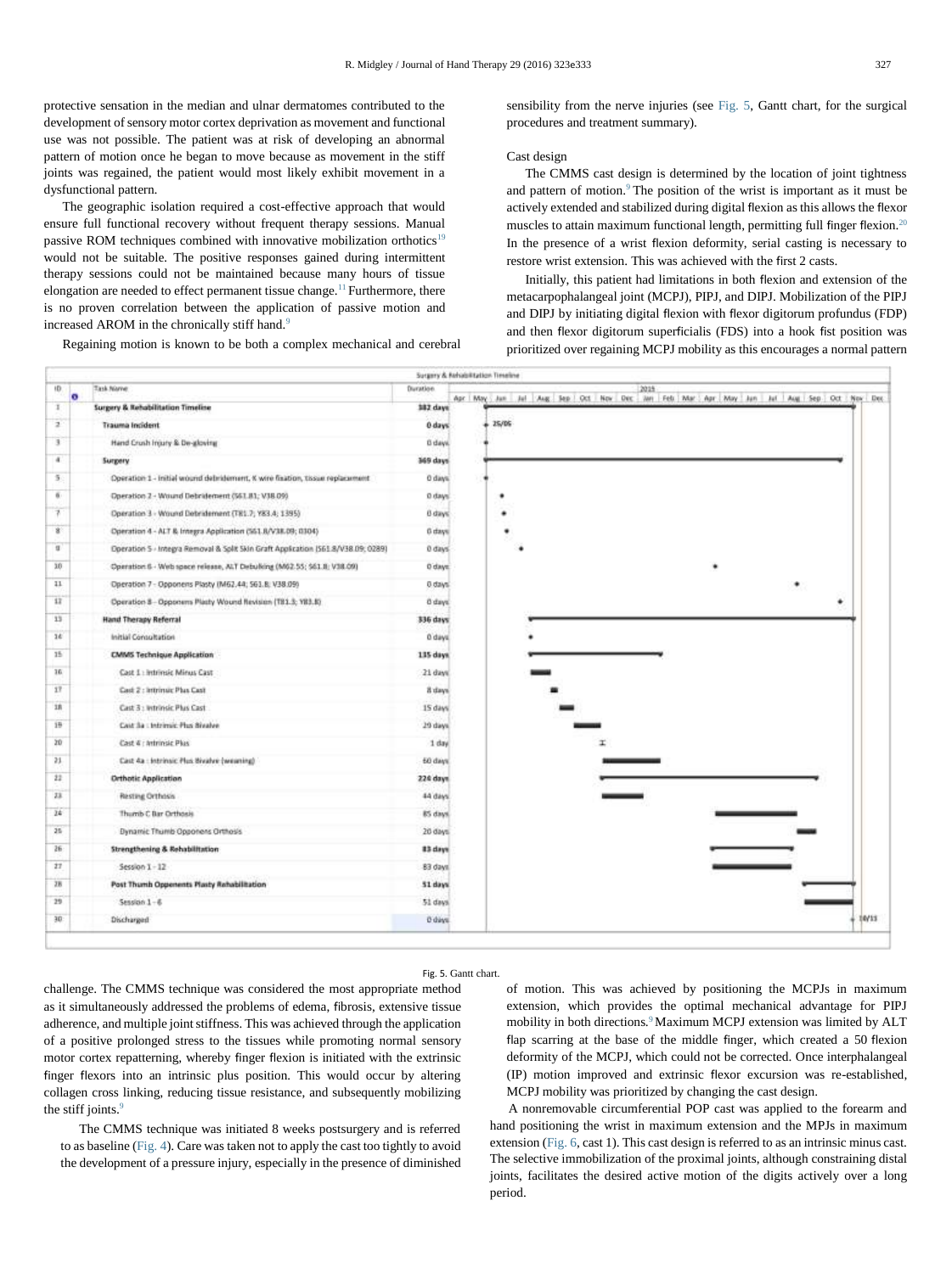protective sensation in the median and ulnar dermatomes contributed to the development of sensory motor cortex deprivation as movement and functional use was not possible. The patient was at risk of developing an abnormal pattern of motion once he began to move because as movement in the stiff joints was regained, the patient would most likely exhibit movement in a dysfunctional pattern.

The geographic isolation required a cost-effective approach that would ensure full functional recovery without frequent therapy sessions. Manual passive ROM techniques combined with innovative mobilization orthotics[19] would not be suitable. The positive responses gained during intermittent therapy sessions could not be maintained because many hours of tissue elongation are needed to effect permanent tissue change.[11] Furthermore, there is no proven correlation between the application of passive motion and increased AROM in the chronically stiff hand.[9]

Regaining motion is known to be both a complex mechanical and cerebral sensibility from the nerve injuries (see Fig. 5, Gantt chart, for the surgical procedures and treatment summary).

Cast design

The CMMS cast design is determined by the location of joint tightness and pattern of motion.[9] The position of the wrist is important as it must be actively extended and stabilized during digital flexion as this allows the flexor muscles to attain maximum functional length, permitting full finger flexion.[20] In the presence of a wrist flexion deformity, serial casting is necessary to restore wrist extension. This was achieved with the first 2 casts.

Initially, this patient had limitations in both flexion and extension of the metacarpophalangeal joint (MCPJ), PIPJ, and DIPJ. Mobilization of the PIPJ and DIPJ by initiating digital flexion with flexor digitorum profundus (FDP) and then flexor digitorum superficialis (FDS) into a hook fist position was prioritized over regaining MCPJ mobility as this encourages a normal pattern

Surgery & Rehabilitation Timeline

| ID | Task Name | Duration |
|---|---|---|
| 1 | Surgery & Rehabilitation Timeline | 382 days |
| 2 | Trauma Incident | 0 days |
| 3 | Hand Crush Injury & De-gloving | 0 days |
| 4 | Surgery | 369 days |
| 5 | Operation 1 - Initial wound debridement, K wire fixation, tissue replacement | 0 days |
| 6 | Operation 2 - Wound Debridement (S61.81; V38.09) | 0 days |
| 7 | Operation 3 - Wound Debridement (T81.7; Y83.4; 1395) | 0 days |
| 8 | Operation 4 - ALT & Integra Application (S61.8/V38.09; 0304) | 0 days |
| 9 | Operation 5 - Integra Removal & Split Skin Graft Application (S61.8/V38.09; 0289) | 0 days |
| 10 | Operation 6 - Web space release, ALT Debulking (M62.55; S61.8; V38.09) | 0 days |
| 11 | Operation 7 - Opponens Plasty (M62.44; S61.8; V38.09) | 0 days |
| 12 | Operation 8 - Opponens Plasty Wound Revision (T81.3; Y83.8) | 0 days |
| 13 | Hand Therapy Referral | 336 days |
| 14 | Initial Consultation | 0 days |
| 15 | CMMS Technique Application | 135 days |
| 16 | Cast 1 : Intrinsic Minus Cast | 21 days |
| 17 | Cast 2 : Intrinsic Plus Cast | 8 days |
| 18 | Cast 3 : Intrinsic Plus Cast | 15 days |
| 19 | Cast 3a : Intrinsic Plus Bivalve | 29 days |
| 20 | Cast 4 : Intrinsic Plus | 1 day |
| 21 | Cast 4a : Intrinsic Plus Bivalve (weaning) | 60 days |
| 22 | Orthotic Application | 224 days |
| 23 | Resting Orthosis | 44 days |
| 24 | Thumb C Bar Orthosis | 85 days |
| 25 | Dynamic Thumb Opponens Orthosis | 20 days |
| 26 | Strengthening & Rehabilitation | 83 days |
| 27 | Session 1 - 12 | 83 days |
| 28 | Post Thumb Opponens Plasty Rehabilitation | 51 days |
| 29 | Session 1 - 6 | 51 days |
| 30 | Discharged | 0 days |

Apr May Jun Jul Aug Sep Oct Nov Dec | 2015 Jan Feb Mar Apr May Jun Jul Aug Sep Oct Nov Dec

25/06

10/11

Fig. 5. Gantt chart.

challenge. The CMMS technique was considered the most appropriate method as it simultaneously addressed the problems of edema, fibrosis, extensive tissue adherence, and multiple joint stiffness. This was achieved through the application of a positive prolonged stress to the tissues while promoting normal sensory motor cortex repatterning, whereby finger flexion is initiated with the extrinsic finger flexors into an intrinsic plus position. This would occur by altering collagen cross linking, reducing tissue resistance, and subsequently mobilizing the stiff joints.[9]

The CMMS technique was initiated 8 weeks postsurgery and is referred to as baseline (Fig. 4). Care was taken not to apply the cast too tightly to avoid the development of a pressure injury, especially in the presence of diminished

of motion. This was achieved by positioning the MCPJs in maximum extension, which provides the optimal mechanical advantage for PIPJ mobility in both directions.[9] Maximum MCPJ extension was limited by ALT flap scarring at the base of the middle finger, which created a 50 flexion deformity of the MCPJ, which could not be corrected. Once interphalangeal (IP) motion improved and extrinsic flexor excursion was re-established, MCPJ mobility was prioritized by changing the cast design.

A nonremovable circumferential POP cast was applied to the forearm and hand positioning the wrist in maximum extension and the MPJs in maximum extension (Fig. 6, cast 1). This cast design is referred to as an intrinsic minus cast. The selective immobilization of the proximal joints, although constraining distal joints, facilitates the desired active motion of the digits actively over a long period.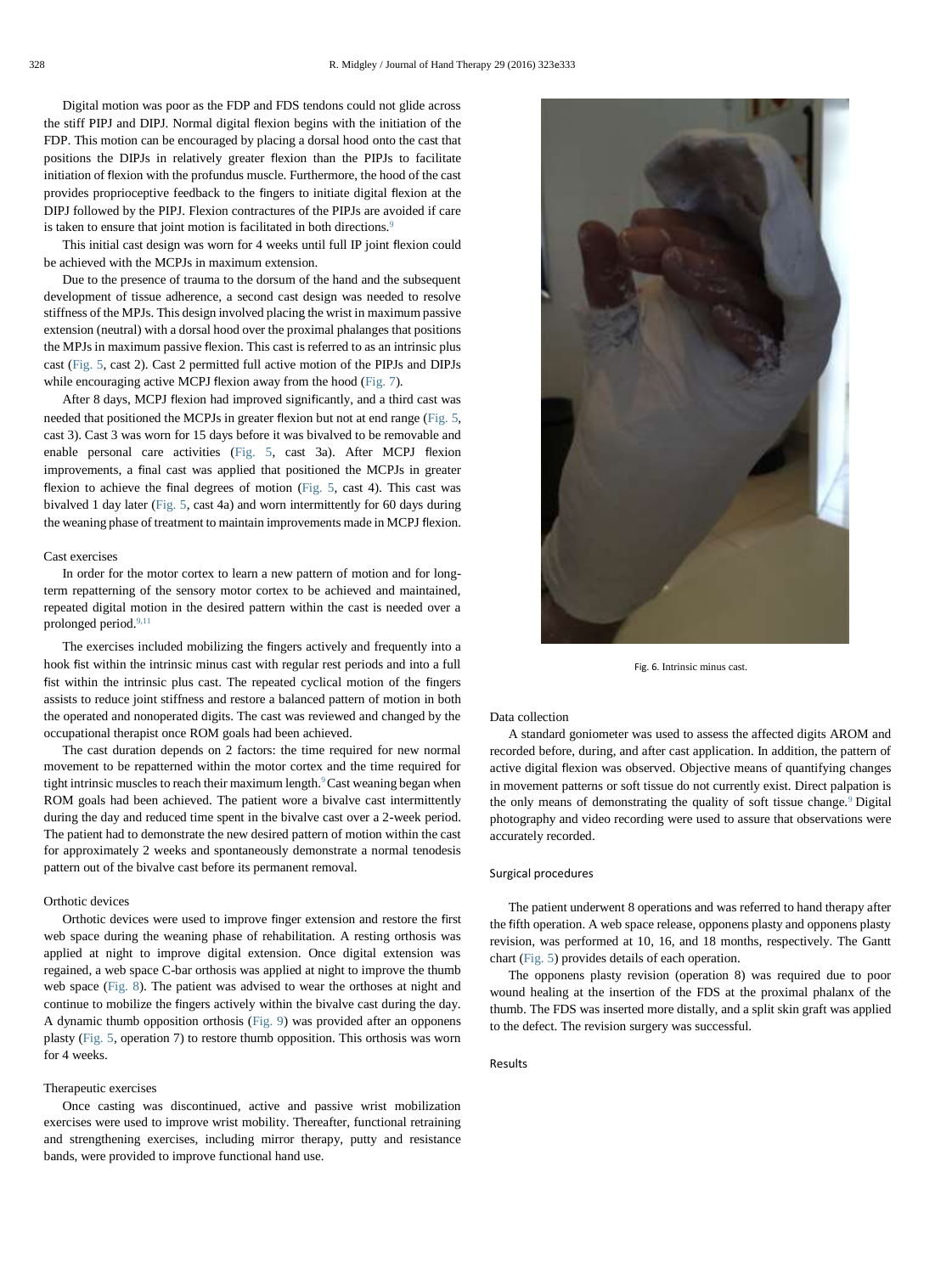Digital motion was poor as the FDP and FDS tendons could not glide across the stiff PIPJ and DIPJ. Normal digital flexion begins with the initiation of the FDP. This motion can be encouraged by placing a dorsal hood onto the cast that positions the DIPJs in relatively greater flexion than the PIPJs to facilitate initiation of flexion with the profundus muscle. Furthermore, the hood of the cast provides proprioceptive feedback to the fingers to initiate digital flexion at the DIPJ followed by the PIPJ. Flexion contractures of the PIPJs are avoided if care is taken to ensure that joint motion is facilitated in both directions.[9]

This initial cast design was worn for 4 weeks until full IP joint flexion could be achieved with the MCPJs in maximum extension.

Due to the presence of trauma to the dorsum of the hand and the subsequent development of tissue adherence, a second cast design was needed to resolve stiffness of the MPJs. This design involved placing the wrist in maximum passive extension (neutral) with a dorsal hood over the proximal phalanges that positions the MPJs in maximum passive flexion. This cast is referred to as an intrinsic plus cast (Fig. 5, cast 2). Cast 2 permitted full active motion of the PIPJs and DIPJs while encouraging active MCPJ flexion away from the hood (Fig. 7).

After 8 days, MCPJ flexion had improved significantly, and a third cast was needed that positioned the MCPJs in greater flexion but not at end range (Fig. 5, cast 3). Cast 3 was worn for 15 days before it was bivalved to be removable and enable personal care activities (Fig. 5, cast 3a). After MCPJ flexion improvements, a final cast was applied that positioned the MCPJs in greater flexion to achieve the final degrees of motion (Fig. 5, cast 4). This cast was bivalved 1 day later (Fig. 5, cast 4a) and worn intermittently for 60 days during the weaning phase of treatment to maintain improvements made in MCPJ flexion.

### Cast exercises

In order for the motor cortex to learn a new pattern of motion and for long-term repatterning of the sensory motor cortex to be achieved and maintained, repeated digital motion in the desired pattern within the cast is needed over a prolonged period.[9,11]

The exercises included mobilizing the fingers actively and frequently into a hook fist within the intrinsic minus cast with regular rest periods and into a full fist within the intrinsic plus cast. The repeated cyclical motion of the fingers assists to reduce joint stiffness and restore a balanced pattern of motion in both the operated and nonoperated digits. The cast was reviewed and changed by the occupational therapist once ROM goals had been achieved.

The cast duration depends on 2 factors: the time required for new normal movement to be repatterned within the motor cortex and the time required for tight intrinsic muscles to reach their maximum length.[9] Cast weaning began when ROM goals had been achieved. The patient wore a bivalve cast intermittently during the day and reduced time spent in the bivalve cast over a 2-week period. The patient had to demonstrate the new desired pattern of motion within the cast for approximately 2 weeks and spontaneously demonstrate a normal tenodesis pattern out of the bivalve cast before its permanent removal.

### Orthotic devices

Orthotic devices were used to improve finger extension and restore the first web space during the weaning phase of rehabilitation. A resting orthosis was applied at night to improve digital extension. Once digital extension was regained, a web space C-bar orthosis was applied at night to improve the thumb web space (Fig. 8). The patient was advised to wear the orthoses at night and continue to mobilize the fingers actively within the bivalve cast during the day. A dynamic thumb opposition orthosis (Fig. 9) was provided after an opponens plasty (Fig. 5, operation 7) to restore thumb opposition. This orthosis was worn for 4 weeks.

### Therapeutic exercises

Once casting was discontinued, active and passive wrist mobilization exercises were used to improve wrist mobility. Thereafter, functional retraining and strengthening exercises, including mirror therapy, putty and resistance bands, were provided to improve functional hand use.

Fig. 6. Intrinsic minus cast.

### Data collection

A standard goniometer was used to assess the affected digits AROM and recorded before, during, and after cast application. In addition, the pattern of active digital flexion was observed. Objective means of quantifying changes in movement patterns or soft tissue do not currently exist. Direct palpation is the only means of demonstrating the quality of soft tissue change.[9] Digital photography and video recording were used to assure that observations were accurately recorded.

### Surgical procedures

The patient underwent 8 operations and was referred to hand therapy after the fifth operation. A web space release, opponens plasty and opponens plasty revision, was performed at 10, 16, and 18 months, respectively. The Gantt chart (Fig. 5) provides details of each operation.

The opponens plasty revision (operation 8) was required due to poor wound healing at the insertion of the FDS at the proximal phalanx of the thumb. The FDS was inserted more distally, and a split skin graft was applied to the defect. The revision surgery was successful.

## Results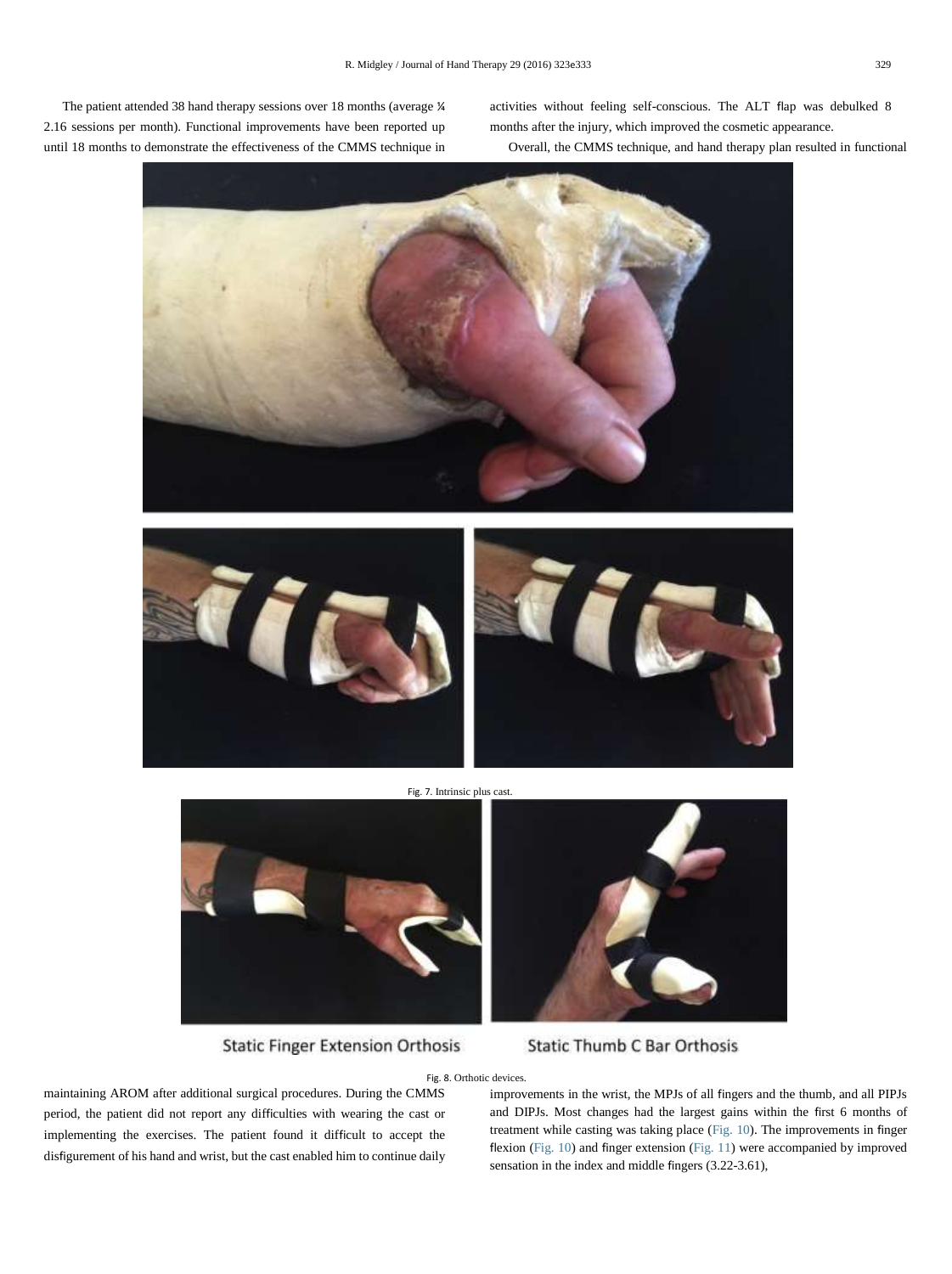The patient attended 38 hand therapy sessions over 18 months (average ¼ 2.16 sessions per month). Functional improvements have been reported up until 18 months to demonstrate the effectiveness of the CMMS technique in maintaining AROM after additional surgical procedures. During the CMMS period, the patient did not report any difficulties with wearing the cast or implementing the exercises. The patient found it difficult to accept the disfigurement of his hand and wrist, but the cast enabled him to continue daily activities without feeling self-conscious. The ALT flap was debulked 8 months after the injury, which improved the cosmetic appearance.

Overall, the CMMS technique, and hand therapy plan resulted in functional improvements in the wrist, the MPJs of all fingers and the thumb, and all PIPJs and DIPJs. Most changes had the largest gains within the first 6 months of treatment while casting was taking place (Fig. 10). The improvements in finger flexion (Fig. 10) and finger extension (Fig. 11) were accompanied by improved sensation in the index and middle fingers (3.22-3.61),

Fig. 7. Intrinsic plus cast.

Static Finger Extension Orthosis

Static Thumb C Bar Orthosis

Fig. 8. Orthotic devices.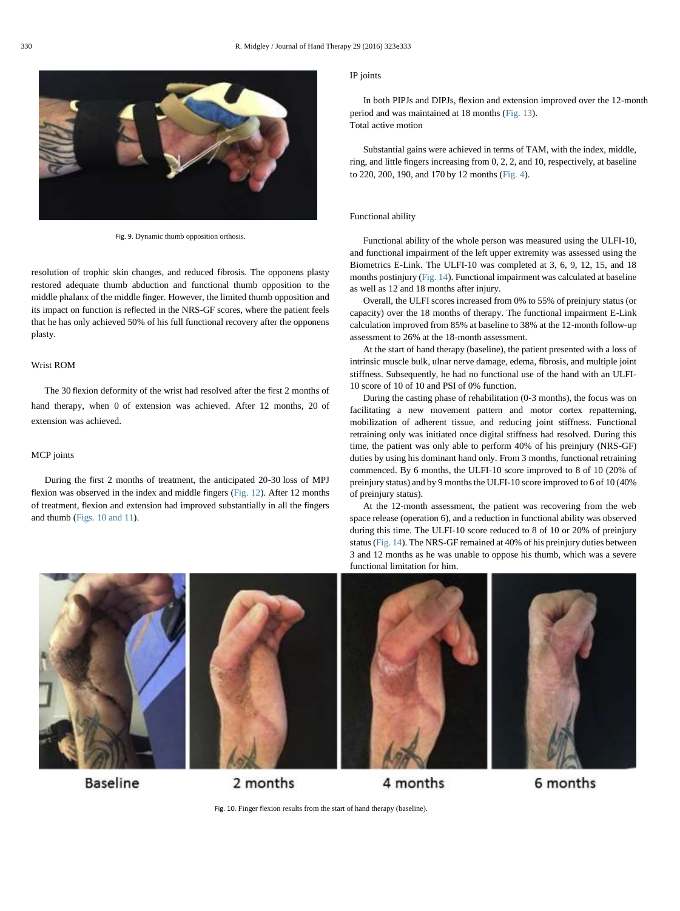Fig. 9. Dynamic thumb opposition orthosis.

resolution of trophic skin changes, and reduced fibrosis. The opponens plasty restored adequate thumb abduction and functional thumb opposition to the middle phalanx of the middle finger. However, the limited thumb opposition and its impact on function is reflected in the NRS-GF scores, where the patient feels that he has only achieved 50% of his full functional recovery after the opponens plasty.

### Wrist ROM

The 30 flexion deformity of the wrist had resolved after the first 2 months of hand therapy, when 0 of extension was achieved. After 12 months, 20 of extension was achieved.

### MCP joints

During the first 2 months of treatment, the anticipated 20-30 loss of MPJ flexion was observed in the index and middle fingers (Fig. 12). After 12 months of treatment, flexion and extension had improved substantially in all the fingers and thumb (Figs. 10 and 11).

### IP joints

In both PIPJs and DIPJs, flexion and extension improved over the 12-month period and was maintained at 18 months (Fig. 13).

### Total active motion

Substantial gains were achieved in terms of TAM, with the index, middle, ring, and little fingers increasing from 0, 2, 2, and 10, respectively, at baseline to 220, 200, 190, and 170 by 12 months (Fig. 4).

## Functional ability

Functional ability of the whole person was measured using the ULFI-10, and functional impairment of the left upper extremity was assessed using the Biometrics E-Link. The ULFI-10 was completed at 3, 6, 9, 12, 15, and 18 months postinjury (Fig. 14). Functional impairment was calculated at baseline as well as 12 and 18 months after injury.

Overall, the ULFI scores increased from 0% to 55% of preinjury status (or capacity) over the 18 months of therapy. The functional impairment E-Link calculation improved from 85% at baseline to 38% at the 12-month follow-up assessment to 26% at the 18-month assessment.

At the start of hand therapy (baseline), the patient presented with a loss of intrinsic muscle bulk, ulnar nerve damage, edema, fibrosis, and multiple joint stiffness. Subsequently, he had no functional use of the hand with an ULFI-10 score of 10 of 10 and PSI of 0% function.

During the casting phase of rehabilitation (0-3 months), the focus was on facilitating a new movement pattern and motor cortex repatterning, mobilization of adherent tissue, and reducing joint stiffness. Functional retraining only was initiated once digital stiffness had resolved. During this time, the patient was only able to perform 40% of his preinjury (NRS-GF) duties by using his dominant hand only. From 3 months, functional retraining commenced. By 6 months, the ULFI-10 score improved to 8 of 10 (20% of preinjury status) and by 9 months the ULFI-10 score improved to 6 of 10 (40% of preinjury status).

At the 12-month assessment, the patient was recovering from the web space release (operation 6), and a reduction in functional ability was observed during this time. The ULFI-10 score reduced to 8 of 10 or 20% of preinjury status (Fig. 14). The NRS-GF remained at 40% of his preinjury duties between 3 and 12 months as he was unable to oppose his thumb, which was a severe functional limitation for him.

Baseline
2 months
4 months
6 months

Fig. 10. Finger flexion results from the start of hand therapy (baseline).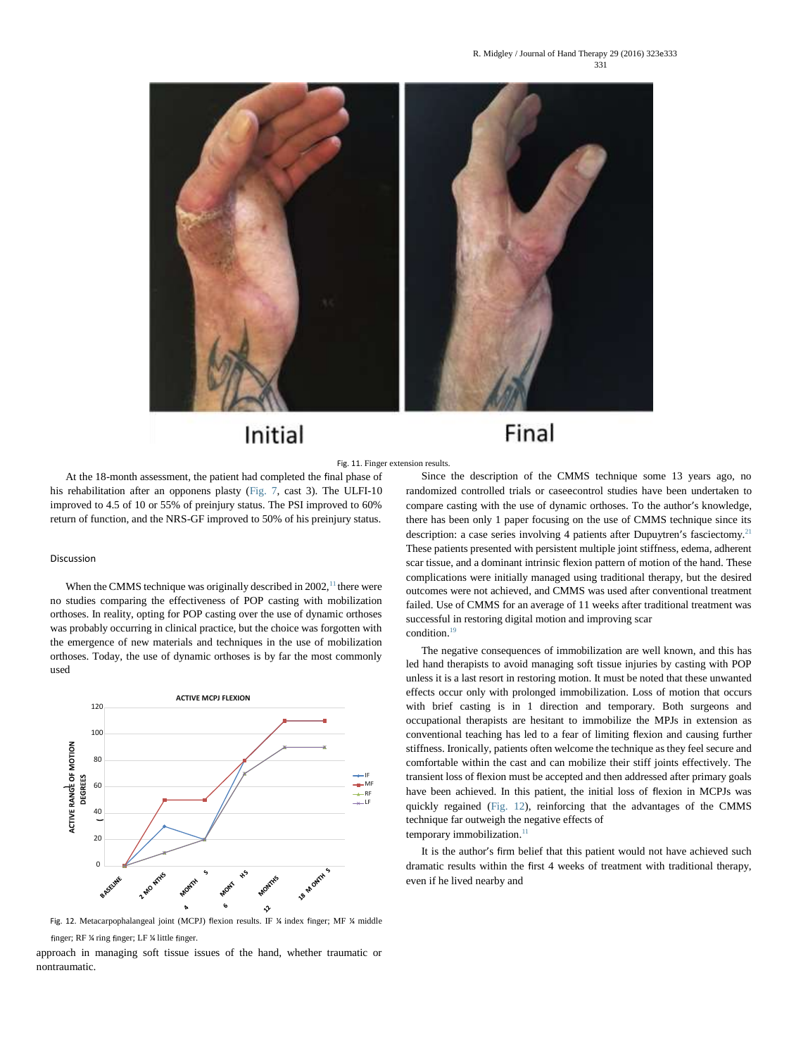Initial

Final

Fig. 11. Finger extension results.

At the 18-month assessment, the patient had completed the final phase of his rehabilitation after an opponens plasty (Fig. 7, cast 3). The ULFI-10 improved to 4.5 of 10 or 55% of preinjury status. The PSI improved to 60% return of function, and the NRS-GF improved to 50% of his preinjury status.

## Discussion

When the CMMS technique was originally described in 2002,[11] there were no studies comparing the effectiveness of POP casting with mobilization orthoses. In reality, opting for POP casting over the use of dynamic orthoses was probably occurring in clinical practice, but the choice was forgotten with the emergence of new materials and techniques in the use of mobilization orthoses. Today, the use of dynamic orthoses is by far the most commonly used approach in managing soft tissue issues of the hand, whether traumatic or nontraumatic.

ACTIVE MCPJ FLEXION

ACTIVE RANGE OF MOTION (DEGREES)

120
100
80
60
40
20
0

BASELINE
2 MONTHS
4 MONTHS
6 MONTHS
12 MONTHS
18 MONTHS

IF
MF
RF
LF

Fig. 12. Metacarpophalangeal joint (MCPJ) flexion results. IF ¼ index finger; MF ¼ middle finger; RF ¼ ring finger; LF ¼ little finger.

Since the description of the CMMS technique some 13 years ago, no randomized controlled trials or caseecontrol studies have been undertaken to compare casting with the use of dynamic orthoses. To the author's knowledge, there has been only 1 paper focusing on the use of CMMS technique since its description: a case series involving 4 patients after Dupuytren's fasciectomy.[21] These patients presented with persistent multiple joint stiffness, edema, adherent scar tissue, and a dominant intrinsic flexion pattern of motion of the hand. These complications were initially managed using traditional therapy, but the desired outcomes were not achieved, and CMMS was used after conventional treatment failed. Use of CMMS for an average of 11 weeks after traditional treatment was successful in restoring digital motion and improving scar condition.[19]

The negative consequences of immobilization are well known, and this has led hand therapists to avoid managing soft tissue injuries by casting with POP unless it is a last resort in restoring motion. It must be noted that these unwanted effects occur only with prolonged immobilization. Loss of motion that occurs with brief casting is in 1 direction and temporary. Both surgeons and occupational therapists are hesitant to immobilize the MPJs in extension as conventional teaching has led to a fear of limiting flexion and causing further stiffness. Ironically, patients often welcome the technique as they feel secure and comfortable within the cast and can mobilize their stiff joints effectively. The transient loss of flexion must be accepted and then addressed after primary goals have been achieved. In this patient, the initial loss of flexion in MCPJs was quickly regained (Fig. 12), reinforcing that the advantages of the CMMS technique far outweigh the negative effects of temporary immobilization.[11]

It is the author's firm belief that this patient would not have achieved such dramatic results within the first 4 weeks of treatment with traditional therapy, even if he lived nearby and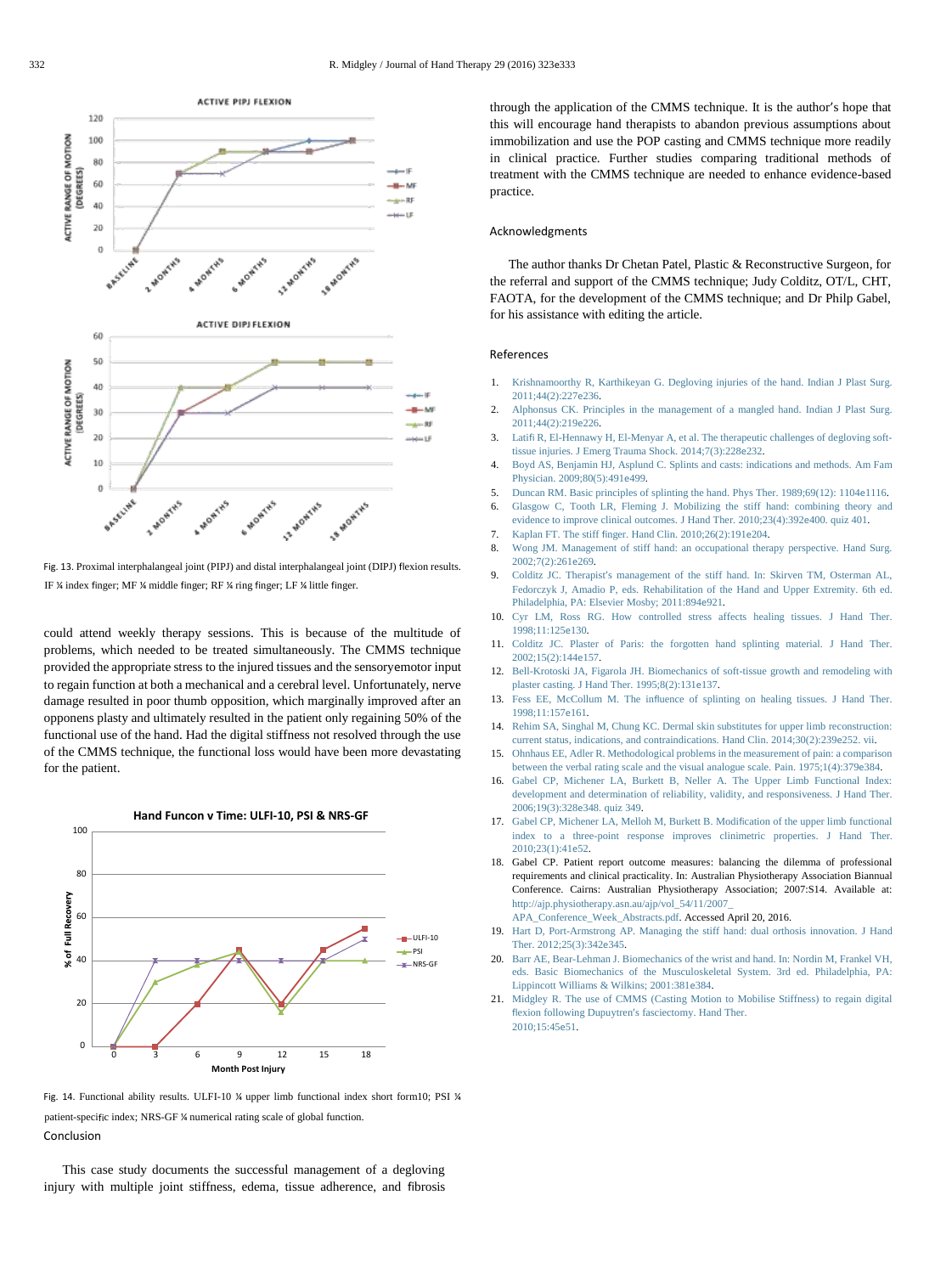ACTIVE PIPJ FLEXION

ACTIVE RANGE OF MOTION (DEGREES)

120
100
80
60
40
20
0

BASELINE
2 MONTHS
4 MONTHS
6 MONTHS
12 MONTHS
18 MONTHS

IF
MF
RF
LF

ACTIVE DIPJ FLEXION

ACTIVE RANGE OF MOTION (DEGREES)

60
50
40
30
20
10
0

BASELINE
2 MONTHS
4 MONTHS
6 MONTHS
12 MONTHS
18 MONTHS

IF
MF
RF
LF

Fig. 13. Proximal interphalangeal joint (PIPJ) and distal interphalangeal joint (DIPJ) flexion results. IF ¼ index finger; MF ¼ middle finger; RF ¼ ring finger; LF ¼ little finger.

could attend weekly therapy sessions. This is because of the multitude of problems, which needed to be treated simultaneously. The CMMS technique provided the appropriate stress to the injured tissues and the sensoryemotor input to regain function at both a mechanical and a cerebral level. Unfortunately, nerve damage resulted in poor thumb opposition, which marginally improved after an opponens plasty and ultimately resulted in the patient only regaining 50% of the functional use of the hand. Had the digital stiffness not resolved through the use of the CMMS technique, the functional loss would have been more devastating for the patient.

Hand Funcon v Time: ULFI-10, PSI & NRS-GF

% of Full Recovery

100
80
60
40
20
0

0
3
6
9
12
15
18

Month Post Injury

ULFI-10
PSI
NRS-GF

Fig. 14. Functional ability results. ULFI-10 ¼ upper limb functional index short form10; PSI ¼ patient-specific index; NRS-GF ¼ numerical rating scale of global function.

## Conclusion

This case study documents the successful management of a degloving injury with multiple joint stiffness, edema, tissue adherence, and fibrosis through the application of the CMMS technique. It is the author's hope that this will encourage hand therapists to abandon previous assumptions about immobilization and use the POP casting and CMMS technique more readily in clinical practice. Further studies comparing traditional methods of treatment with the CMMS technique are needed to enhance evidence-based practice.

## Acknowledgments

The author thanks Dr Chetan Patel, Plastic & Reconstructive Surgeon, for the referral and support of the CMMS technique; Judy Colditz, OT/L, CHT, FAOTA, for the development of the CMMS technique; and Dr Philp Gabel, for his assistance with editing the article.

## References

1. Krishnamoorthy R, Karthikeyan G. Degloving injuries of the hand. Indian J Plast Surg. 2011;44(2):227e236.
2. Alphonsus CK. Principles in the management of a mangled hand. Indian J Plast Surg. 2011;44(2):219e226.
3. Latifi R, El-Hennawy H, El-Menyar A, et al. The therapeutic challenges of degloving soft-tissue injuries. J Emerg Trauma Shock. 2014;7(3):228e232.
4. Boyd AS, Benjamin HJ, Asplund C. Splints and casts: indications and methods. Am Fam Physician. 2009;80(5):491e499.
5. Duncan RM. Basic principles of splinting the hand. Phys Ther. 1989;69(12): 1104e1116.
6. Glasgow C, Tooth LR, Fleming J. Mobilizing the stiff hand: combining theory and evidence to improve clinical outcomes. J Hand Ther. 2010;23(4):392e400. quiz 401.
7. Kaplan FT. The stiff finger. Hand Clin. 2010;26(2):191e204.
8. Wong JM. Management of stiff hand: an occupational therapy perspective. Hand Surg. 2002;7(2):261e269.
9. Colditz JC. Therapist's management of the stiff hand. In: Skirven TM, Osterman AL, Fedorczyk J, Amadio P, eds. Rehabilitation of the Hand and Upper Extremity. 6th ed. Philadelphia, PA: Elsevier Mosby; 2011:894e921.
10. Cyr LM, Ross RG. How controlled stress affects healing tissues. J Hand Ther. 1998;11:125e130.
11. Colditz JC. Plaster of Paris: the forgotten hand splinting material. J Hand Ther. 2002;15(2):144e157.
12. Bell-Krotoski JA, Figarola JH. Biomechanics of soft-tissue growth and remodeling with plaster casting. J Hand Ther. 1995;8(2):131e137.
13. Fess EE, McCollum M. The influence of splinting on healing tissues. J Hand Ther. 1998;11:157e161.
14. Rehim SA, Singhal M, Chung KC. Dermal skin substitutes for upper limb reconstruction: current status, indications, and contraindications. Hand Clin. 2014;30(2):239e252. vii.
15. Ohnhaus EE, Adler R. Methodological problems in the measurement of pain: a comparison between the verbal rating scale and the visual analogue scale. Pain. 1975;1(4):379e384.
16. Gabel CP, Michener LA, Burkett B, Neller A. The Upper Limb Functional Index: development and determination of reliability, validity, and responsiveness. J Hand Ther. 2006;19(3):328e348. quiz 349.
17. Gabel CP, Michener LA, Melloh M, Burkett B. Modification of the upper limb functional index to a three-point response improves clinimetric properties. J Hand Ther. 2010;23(1):41e52.
18. Gabel CP. Patient report outcome measures: balancing the dilemma of professional requirements and clinical practicality. In: Australian Physiotherapy Association Biannual Conference. Cairns: Australian Physiotherapy Association; 2007:S14. Available at: http://ajp.physiotherapy.asn.au/ajp/vol_54/11/2007_APA_Conference_Week_Abstracts.pdf. Accessed April 20, 2016.
19. Hart D, Port-Armstrong AP. Managing the stiff hand: dual orthosis innovation. J Hand Ther. 2012;25(3):342e345.
20. Barr AE, Bear-Lehman J. Biomechanics of the wrist and hand. In: Nordin M, Frankel VH, eds. Basic Biomechanics of the Musculoskeletal System. 3rd ed. Philadelphia, PA: Lippincott Williams & Wilkins; 2001:381e384.
21. Midgley R. The use of CMMS (Casting Motion to Mobilise Stiffness) to regain digital flexion following Dupuytren's fasciectomy. Hand Ther. 2010;15:45e51.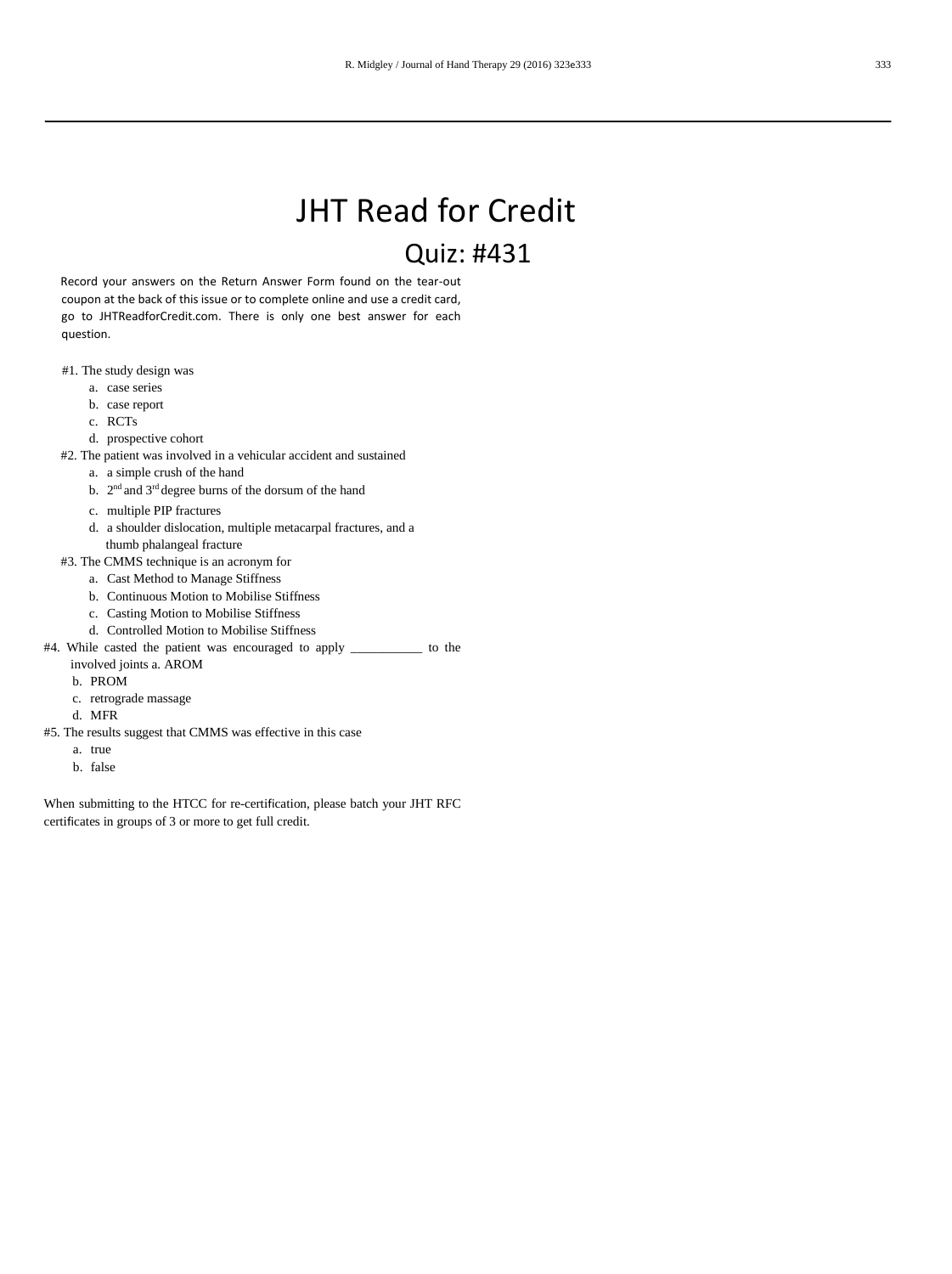# JHT Read for Credit

## Quiz: #431

Record your answers on the Return Answer Form found on the tear-out coupon at the back of this issue or to complete online and use a credit card, go to JHTReadforCredit.com. There is only one best answer for each question.

#1. The study design was

a. case series
b. case report
c. RCTs
d. prospective cohort

#2. The patient was involved in a vehicular accident and sustained

a. a simple crush of the hand
b. 2nd and 3rd degree burns of the dorsum of the hand
c. multiple PIP fractures
d. a shoulder dislocation, multiple metacarpal fractures, and a thumb phalangeal fracture

#3. The CMMS technique is an acronym for

a. Cast Method to Manage Stiffness
b. Continuous Motion to Mobilise Stiffness
c. Casting Motion to Mobilise Stiffness
d. Controlled Motion to Mobilise Stiffness

#4. While casted the patient was encouraged to apply ___________ to the involved joints

a. AROM
b. PROM
c. retrograde massage
d. MFR

#5. The results suggest that CMMS was effective in this case

a. true
b. false

When submitting to the HTCC for re-certification, please batch your JHT RFC certificates in groups of 3 or more to get full credit.